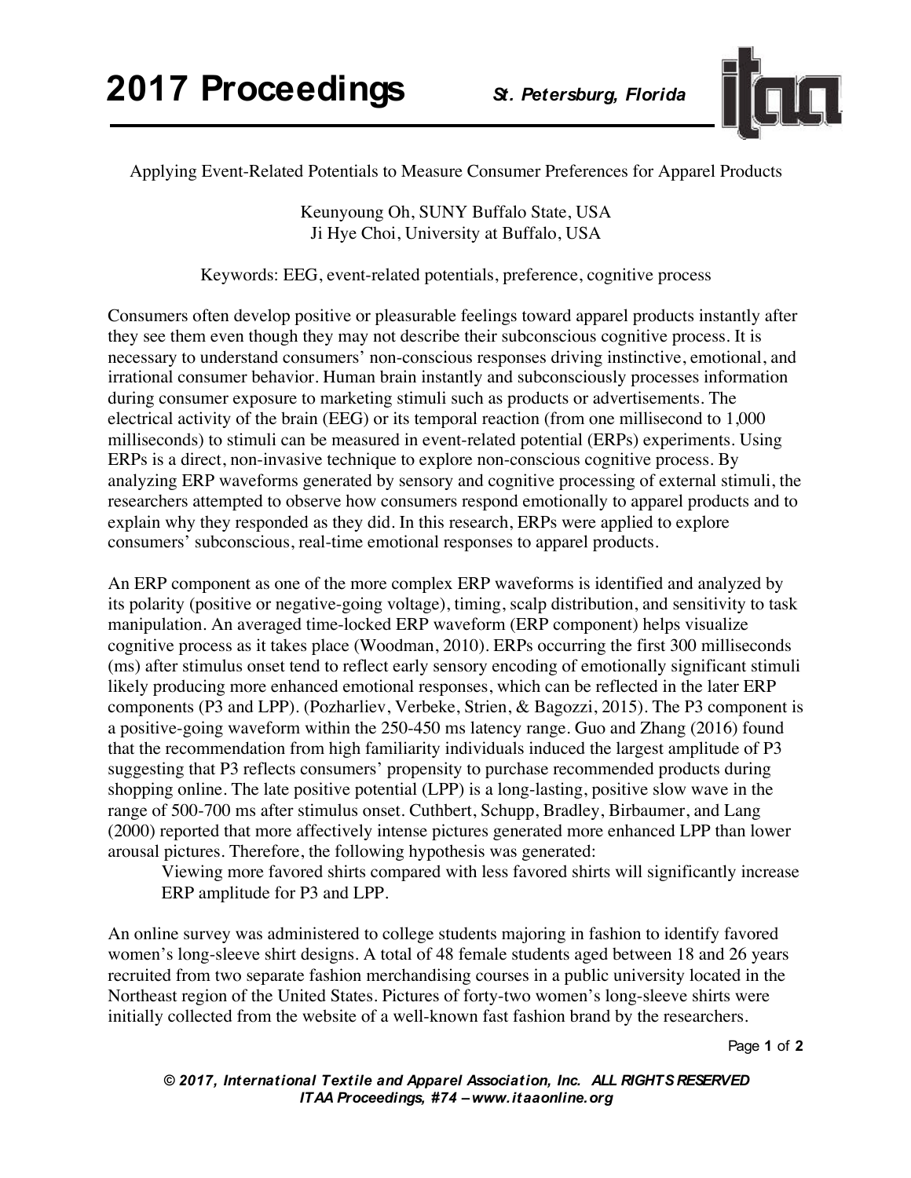# Applying Event-Related Potentials to Measure Consumer Preferences for Apparel Products

Keunyoung Oh, SUNY Buffalo State, USA
Ji Hye Choi, University at Buffalo, USA

Keywords: EEG, event-related potentials, preference, cognitive process

Consumers often develop positive or pleasurable feelings toward apparel products instantly after they see them even though they may not describe their subconscious cognitive process. It is necessary to understand consumers' non-conscious responses driving instinctive, emotional, and irrational consumer behavior. Human brain instantly and subconsciously processes information during consumer exposure to marketing stimuli such as products or advertisements. The electrical activity of the brain (EEG) or its temporal reaction (from one millisecond to 1,000 milliseconds) to stimuli can be measured in event-related potential (ERPs) experiments. Using ERPs is a direct, non-invasive technique to explore non-conscious cognitive process. By analyzing ERP waveforms generated by sensory and cognitive processing of external stimuli, the researchers attempted to observe how consumers respond emotionally to apparel products and to explain why they responded as they did. In this research, ERPs were applied to explore consumers' subconscious, real-time emotional responses to apparel products.

An ERP component as one of the more complex ERP waveforms is identified and analyzed by its polarity (positive or negative-going voltage), timing, scalp distribution, and sensitivity to task manipulation. An averaged time-locked ERP waveform (ERP component) helps visualize cognitive process as it takes place (Woodman, 2010). ERPs occurring the first 300 milliseconds (ms) after stimulus onset tend to reflect early sensory encoding of emotionally significant stimuli likely producing more enhanced emotional responses, which can be reflected in the later ERP components (P3 and LPP). (Pozharliev, Verbeke, Strien, & Bagozzi, 2015). The P3 component is a positive-going waveform within the 250-450 ms latency range. Guo and Zhang (2016) found that the recommendation from high familiarity individuals induced the largest amplitude of P3 suggesting that P3 reflects consumers' propensity to purchase recommended products during shopping online. The late positive potential (LPP) is a long-lasting, positive slow wave in the range of 500-700 ms after stimulus onset. Cuthbert, Schupp, Bradley, Birbaumer, and Lang (2000) reported that more affectively intense pictures generated more enhanced LPP than lower arousal pictures. Therefore, the following hypothesis was generated:

> Viewing more favored shirts compared with less favored shirts will significantly increase ERP amplitude for P3 and LPP.

An online survey was administered to college students majoring in fashion to identify favored women's long-sleeve shirt designs. A total of 48 female students aged between 18 and 26 years recruited from two separate fashion merchandising courses in a public university located in the Northeast region of the United States. Pictures of forty-two women's long-sleeve shirts were initially collected from the website of a well-known fast fashion brand by the researchers.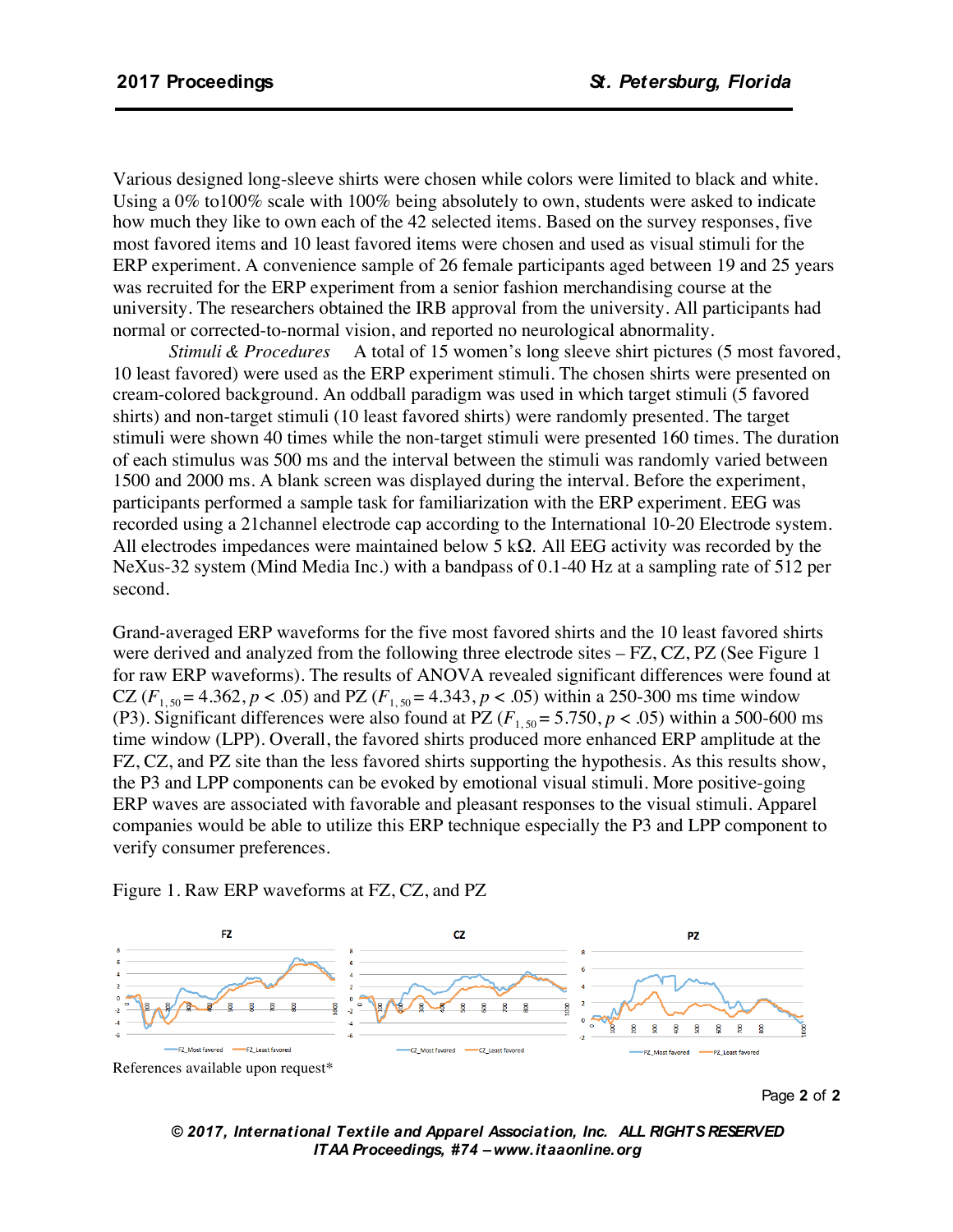Various designed long-sleeve shirts were chosen while colors were limited to black and white. Using a 0% to100% scale with 100% being absolutely to own, students were asked to indicate how much they like to own each of the 42 selected items. Based on the survey responses, five most favored items and 10 least favored items were chosen and used as visual stimuli for the ERP experiment. A convenience sample of 26 female participants aged between 19 and 25 years was recruited for the ERP experiment from a senior fashion merchandising course at the university. The researchers obtained the IRB approval from the university. All participants had normal or corrected-to-normal vision, and reported no neurological abnormality.

*Stimuli & Procedures* A total of 15 women's long sleeve shirt pictures (5 most favored, 10 least favored) were used as the ERP experiment stimuli. The chosen shirts were presented on cream-colored background. An oddball paradigm was used in which target stimuli (5 favored shirts) and non-target stimuli (10 least favored shirts) were randomly presented. The target stimuli were shown 40 times while the non-target stimuli were presented 160 times. The duration of each stimulus was 500 ms and the interval between the stimuli was randomly varied between 1500 and 2000 ms. A blank screen was displayed during the interval. Before the experiment, participants performed a sample task for familiarization with the ERP experiment. EEG was recorded using a 21channel electrode cap according to the International 10-20 Electrode system. All electrodes impedances were maintained below 5 kΩ. All EEG activity was recorded by the NeXus-32 system (Mind Media Inc.) with a bandpass of 0.1-40 Hz at a sampling rate of 512 per second.

Grand-averaged ERP waveforms for the five most favored shirts and the 10 least favored shirts were derived and analyzed from the following three electrode sites – FZ, CZ, PZ (See Figure 1 for raw ERP waveforms). The results of ANOVA revealed significant differences were found at CZ ($F_{1, 50} = 4.362$, $p < .05$) and PZ ($F_{1, 50} = 4.343$, $p < .05$) within a 250-300 ms time window (P3). Significant differences were also found at PZ ($F_{1, 50} = 5.750$, $p < .05$) within a 500-600 ms time window (LPP). Overall, the favored shirts produced more enhanced ERP amplitude at the FZ, CZ, and PZ site than the less favored shirts supporting the hypothesis. As this results show, the P3 and LPP components can be evoked by emotional visual stimuli. More positive-going ERP waves are associated with favorable and pleasant responses to the visual stimuli. Apparel companies would be able to utilize this ERP technique especially the P3 and LPP component to verify consumer preferences.

Figure 1. Raw ERP waveforms at FZ, CZ, and PZ

FZ

FZ_Most favored — FZ_Least favored

CZ

CZ_Most favored — CZ_Least favored

PZ

PZ_Most favored — PZ_Least favored

References available upon request*